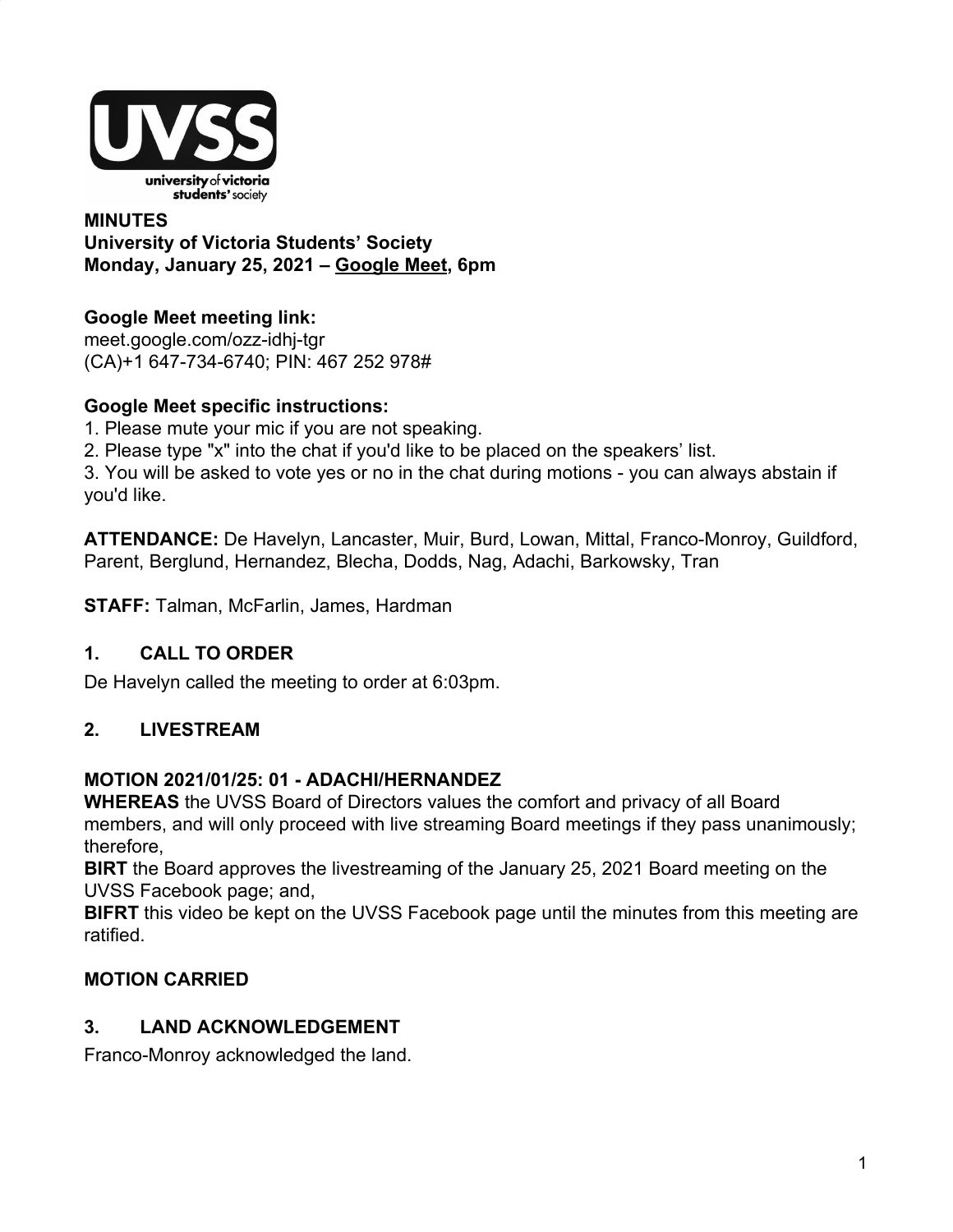**MINUTES**
**University of Victoria Students' Society**
**Monday, January 25, 2021 – Google Meet, 6pm**

**Google Meet meeting link:**
meet.google.com/ozz-idhj-tgr
(CA)+1 647-734-6740; PIN: 467 252 978#

**Google Meet specific instructions:**
1. Please mute your mic if you are not speaking.
2. Please type "x" into the chat if you'd like to be placed on the speakers' list.
3. You will be asked to vote yes or no in the chat during motions - you can always abstain if you'd like.

**ATTENDANCE:** De Havelyn, Lancaster, Muir, Burd, Lowan, Mittal, Franco-Monroy, Guildford, Parent, Berglund, Hernandez, Blecha, Dodds, Nag, Adachi, Barkowsky, Tran

**STAFF:** Talman, McFarlin, James, Hardman

## 1. CALL TO ORDER

De Havelyn called the meeting to order at 6:03pm.

## 2. LIVESTREAM

**MOTION 2021/01/25: 01 - ADACHI/HERNANDEZ**
**WHEREAS** the UVSS Board of Directors values the comfort and privacy of all Board members, and will only proceed with live streaming Board meetings if they pass unanimously; therefore,
**BIRT** the Board approves the livestreaming of the January 25, 2021 Board meeting on the UVSS Facebook page; and,
**BIFRT** this video be kept on the UVSS Facebook page until the minutes from this meeting are ratified.

**MOTION CARRIED**

## 3. LAND ACKNOWLEDGEMENT

Franco-Monroy acknowledged the land.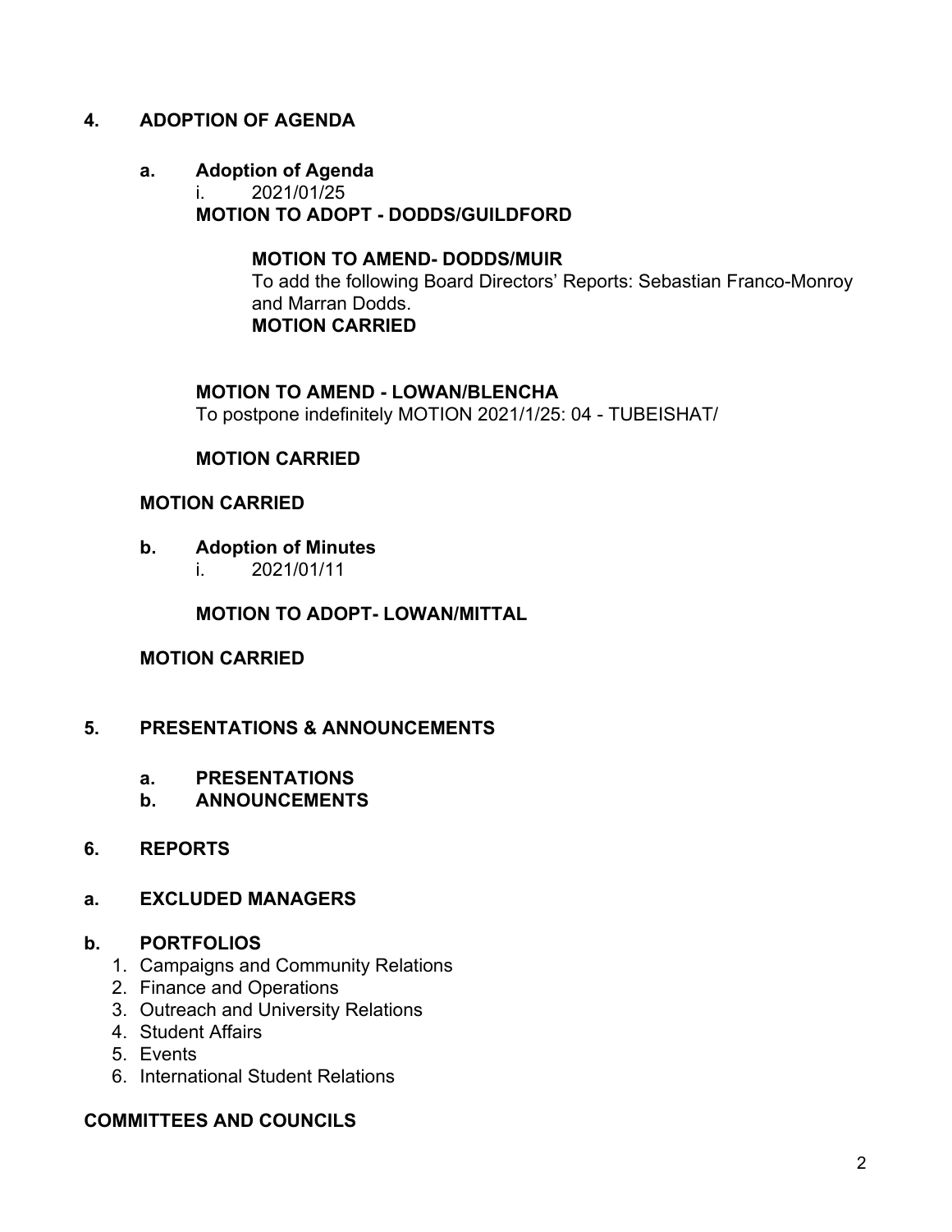## 4. ADOPTION OF AGENDA

### a. Adoption of Agenda

i. 2021/01/25

**MOTION TO ADOPT - DODDS/GUILDFORD**

**MOTION TO AMEND- DODDS/MUIR**

To add the following Board Directors' Reports: Sebastian Franco-Monroy and Marran Dodds.

**MOTION CARRIED**

**MOTION TO AMEND - LOWAN/BLENCHA**

To postpone indefinitely MOTION 2021/1/25: 04 - TUBEISHAT/

**MOTION CARRIED**

**MOTION CARRIED**

### b. Adoption of Minutes

i. 2021/01/11

**MOTION TO ADOPT- LOWAN/MITTAL**

**MOTION CARRIED**

## 5. PRESENTATIONS & ANNOUNCEMENTS

### a. PRESENTATIONS

### b. ANNOUNCEMENTS

## 6. REPORTS

### a. EXCLUDED MANAGERS

### b. PORTFOLIOS

1. Campaigns and Community Relations
2. Finance and Operations
3. Outreach and University Relations
4. Student Affairs
5. Events
6. International Student Relations

## COMMITTEES AND COUNCILS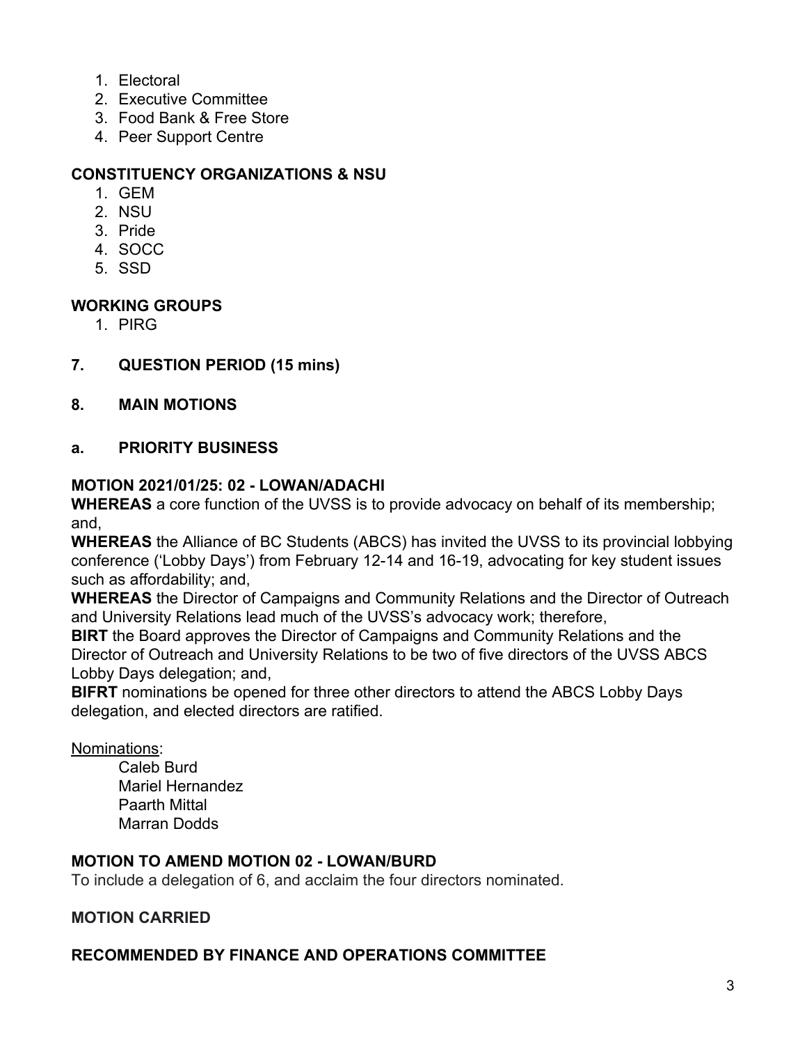1. Electoral
2. Executive Committee
3. Food Bank & Free Store
4. Peer Support Centre

**CONSTITUENCY ORGANIZATIONS & NSU**

1. GEM
2. NSU
3. Pride
4. SOCC
5. SSD

**WORKING GROUPS**

1. PIRG

## 7. QUESTION PERIOD (15 mins)

## 8. MAIN MOTIONS

### a. PRIORITY BUSINESS

**MOTION 2021/01/25: 02 - LOWAN/ADACHI**

**WHEREAS** a core function of the UVSS is to provide advocacy on behalf of its membership; and,

**WHEREAS** the Alliance of BC Students (ABCS) has invited the UVSS to its provincial lobbying conference ('Lobby Days') from February 12-14 and 16-19, advocating for key student issues such as affordability; and,

**WHEREAS** the Director of Campaigns and Community Relations and the Director of Outreach and University Relations lead much of the UVSS's advocacy work; therefore,

**BIRT** the Board approves the Director of Campaigns and Community Relations and the Director of Outreach and University Relations to be two of five directors of the UVSS ABCS Lobby Days delegation; and,

**BIFRT** nominations be opened for three other directors to attend the ABCS Lobby Days delegation, and elected directors are ratified.

Nominations:

Caleb Burd
Mariel Hernandez
Paarth Mittal
Marran Dodds

**MOTION TO AMEND MOTION 02 - LOWAN/BURD**

To include a delegation of 6, and acclaim the four directors nominated.

**MOTION CARRIED**

**RECOMMENDED BY FINANCE AND OPERATIONS COMMITTEE**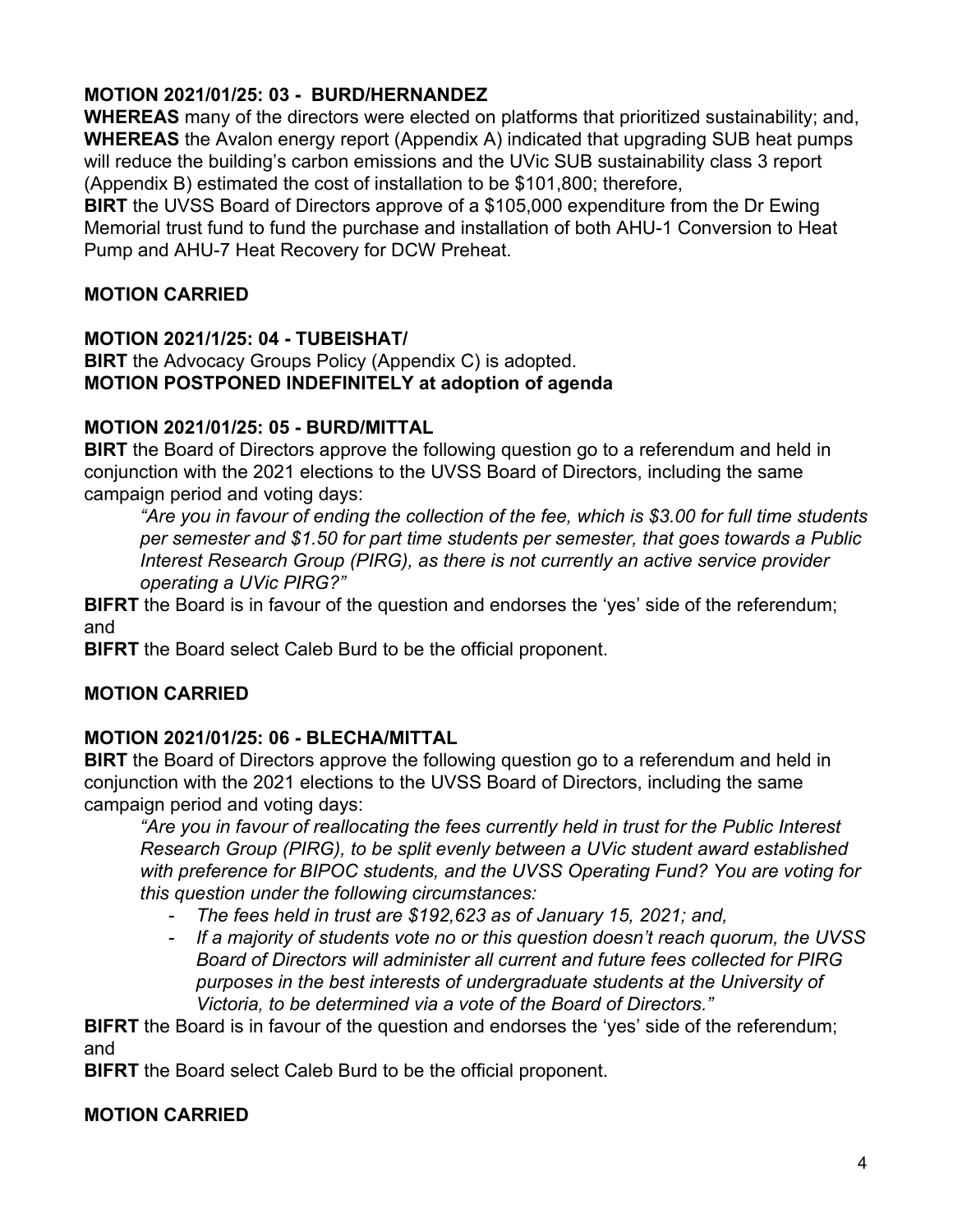**MOTION 2021/01/25: 03 - BURD/HERNANDEZ**

**WHEREAS** many of the directors were elected on platforms that prioritized sustainability; and,
**WHEREAS** the Avalon energy report (Appendix A) indicated that upgrading SUB heat pumps will reduce the building's carbon emissions and the UVic SUB sustainability class 3 report (Appendix B) estimated the cost of installation to be $101,800; therefore,
**BIRT** the UVSS Board of Directors approve of a $105,000 expenditure from the Dr Ewing Memorial trust fund to fund the purchase and installation of both AHU-1 Conversion to Heat Pump and AHU-7 Heat Recovery for DCW Preheat.

**MOTION CARRIED**

**MOTION 2021/1/25: 04 - TUBEISHAT/**

**BIRT** the Advocacy Groups Policy (Appendix C) is adopted.
**MOTION POSTPONED INDEFINITELY at adoption of agenda**

**MOTION 2021/01/25: 05 - BURD/MITTAL**

**BIRT** the Board of Directors approve the following question go to a referendum and held in conjunction with the 2021 elections to the UVSS Board of Directors, including the same campaign period and voting days:

> *"Are you in favour of ending the collection of the fee, which is $3.00 for full time students per semester and $1.50 for part time students per semester, that goes towards a Public Interest Research Group (PIRG), as there is not currently an active service provider operating a UVic PIRG?"*

**BIFRT** the Board is in favour of the question and endorses the 'yes' side of the referendum; and

**BIFRT** the Board select Caleb Burd to be the official proponent.

**MOTION CARRIED**

**MOTION 2021/01/25: 06 - BLECHA/MITTAL**

**BIRT** the Board of Directors approve the following question go to a referendum and held in conjunction with the 2021 elections to the UVSS Board of Directors, including the same campaign period and voting days:

> *"Are you in favour of reallocating the fees currently held in trust for the Public Interest Research Group (PIRG), to be split evenly between a UVic student award established with preference for BIPOC students, and the UVSS Operating Fund? You are voting for this question under the following circumstances:*
>
> - *The fees held in trust are $192,623 as of January 15, 2021; and,*
> - *If a majority of students vote no or this question doesn't reach quorum, the UVSS Board of Directors will administer all current and future fees collected for PIRG purposes in the best interests of undergraduate students at the University of Victoria, to be determined via a vote of the Board of Directors."*

**BIFRT** the Board is in favour of the question and endorses the 'yes' side of the referendum; and

**BIFRT** the Board select Caleb Burd to be the official proponent.

**MOTION CARRIED**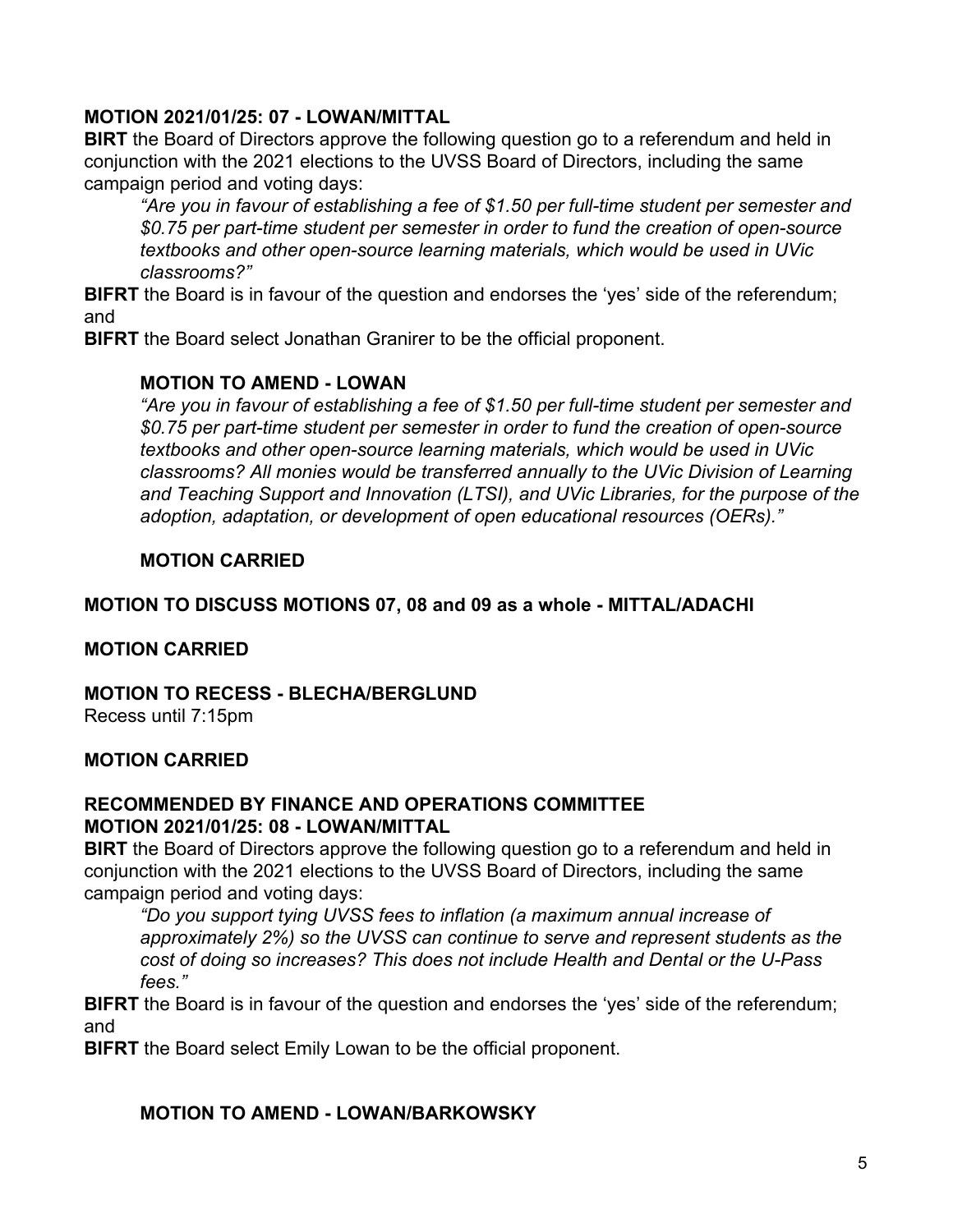**MOTION 2021/01/25: 07 - LOWAN/MITTAL**

**BIRT** the Board of Directors approve the following question go to a referendum and held in conjunction with the 2021 elections to the UVSS Board of Directors, including the same campaign period and voting days:

> *"Are you in favour of establishing a fee of $1.50 per full-time student per semester and $0.75 per part-time student per semester in order to fund the creation of open-source textbooks and other open-source learning materials, which would be used in UVic classrooms?"*

**BIFRT** the Board is in favour of the question and endorses the 'yes' side of the referendum; and

**BIFRT** the Board select Jonathan Granirer to be the official proponent.

**MOTION TO AMEND - LOWAN**

*"Are you in favour of establishing a fee of $1.50 per full-time student per semester and $0.75 per part-time student per semester in order to fund the creation of open-source textbooks and other open-source learning materials, which would be used in UVic classrooms? All monies would be transferred annually to the UVic Division of Learning and Teaching Support and Innovation (LTSI), and UVic Libraries, for the purpose of the adoption, adaptation, or development of open educational resources (OERs)."*

**MOTION CARRIED**

**MOTION TO DISCUSS MOTIONS 07, 08 and 09 as a whole - MITTAL/ADACHI**

**MOTION CARRIED**

**MOTION TO RECESS - BLECHA/BERGLUND**

Recess until 7:15pm

**MOTION CARRIED**

**RECOMMENDED BY FINANCE AND OPERATIONS COMMITTEE**
**MOTION 2021/01/25: 08 - LOWAN/MITTAL**

**BIRT** the Board of Directors approve the following question go to a referendum and held in conjunction with the 2021 elections to the UVSS Board of Directors, including the same campaign period and voting days:

> *"Do you support tying UVSS fees to inflation (a maximum annual increase of approximately 2%) so the UVSS can continue to serve and represent students as the cost of doing so increases? This does not include Health and Dental or the U-Pass fees."*

**BIFRT** the Board is in favour of the question and endorses the 'yes' side of the referendum; and

**BIFRT** the Board select Emily Lowan to be the official proponent.

**MOTION TO AMEND - LOWAN/BARKOWSKY**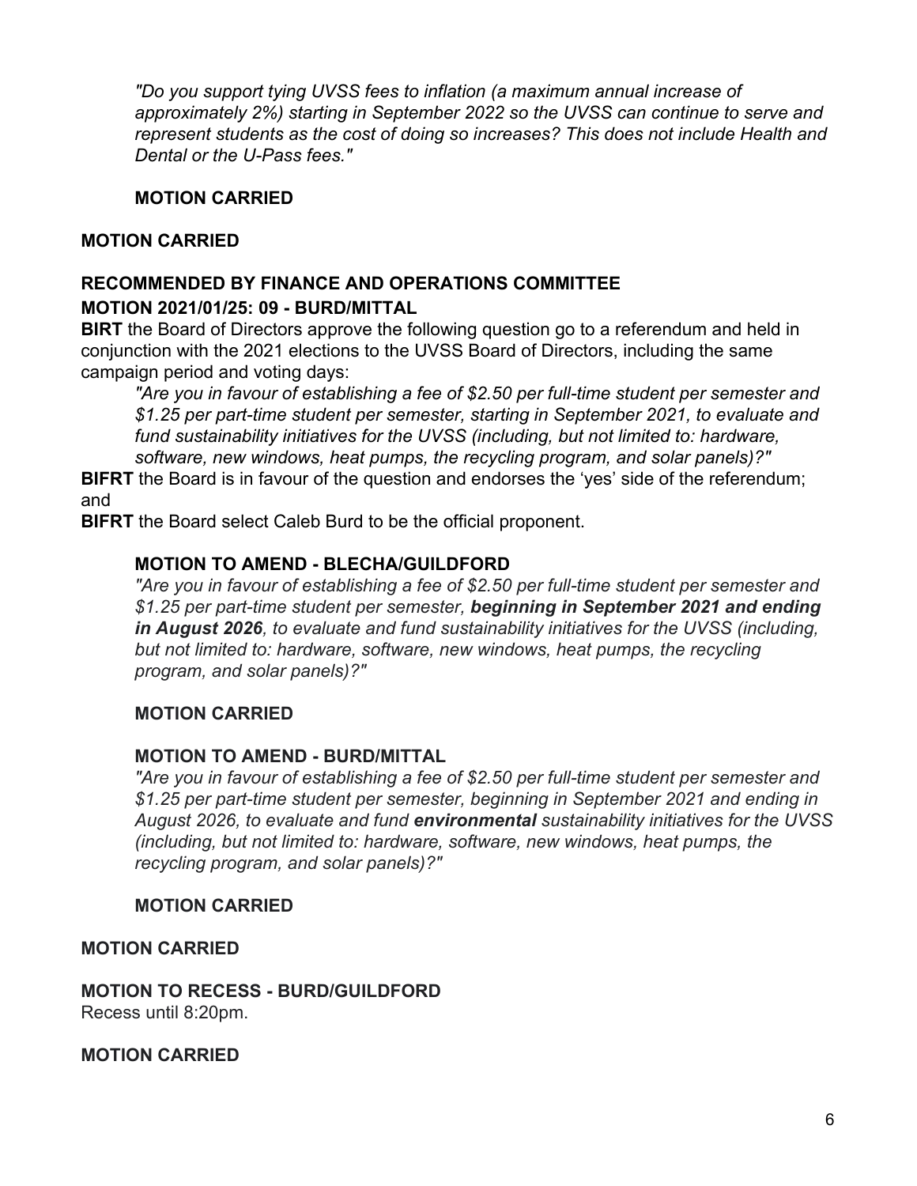*"Do you support tying UVSS fees to inflation (a maximum annual increase of approximately 2%) starting in September 2022 so the UVSS can continue to serve and represent students as the cost of doing so increases? This does not include Health and Dental or the U-Pass fees."*

**MOTION CARRIED**

**MOTION CARRIED**

**RECOMMENDED BY FINANCE AND OPERATIONS COMMITTEE**
**MOTION 2021/01/25: 09 - BURD/MITTAL**

**BIRT** the Board of Directors approve the following question go to a referendum and held in conjunction with the 2021 elections to the UVSS Board of Directors, including the same campaign period and voting days:

*"Are you in favour of establishing a fee of $2.50 per full-time student per semester and $1.25 per part-time student per semester, starting in September 2021, to evaluate and fund sustainability initiatives for the UVSS (including, but not limited to: hardware, software, new windows, heat pumps, the recycling program, and solar panels)?"*

**BIFRT** the Board is in favour of the question and endorses the 'yes' side of the referendum; and

**BIFRT** the Board select Caleb Burd to be the official proponent.

**MOTION TO AMEND - BLECHA/GUILDFORD**

*"Are you in favour of establishing a fee of $2.50 per full-time student per semester and $1.25 per part-time student per semester, **beginning in September 2021 and ending in August 2026**, to evaluate and fund sustainability initiatives for the UVSS (including, but not limited to: hardware, software, new windows, heat pumps, the recycling program, and solar panels)?"*

**MOTION CARRIED**

**MOTION TO AMEND - BURD/MITTAL**

*"Are you in favour of establishing a fee of $2.50 per full-time student per semester and $1.25 per part-time student per semester, beginning in September 2021 and ending in August 2026, to evaluate and fund **environmental** sustainability initiatives for the UVSS (including, but not limited to: hardware, software, new windows, heat pumps, the recycling program, and solar panels)?"*

**MOTION CARRIED**

**MOTION CARRIED**

**MOTION TO RECESS - BURD/GUILDFORD**

Recess until 8:20pm.

**MOTION CARRIED**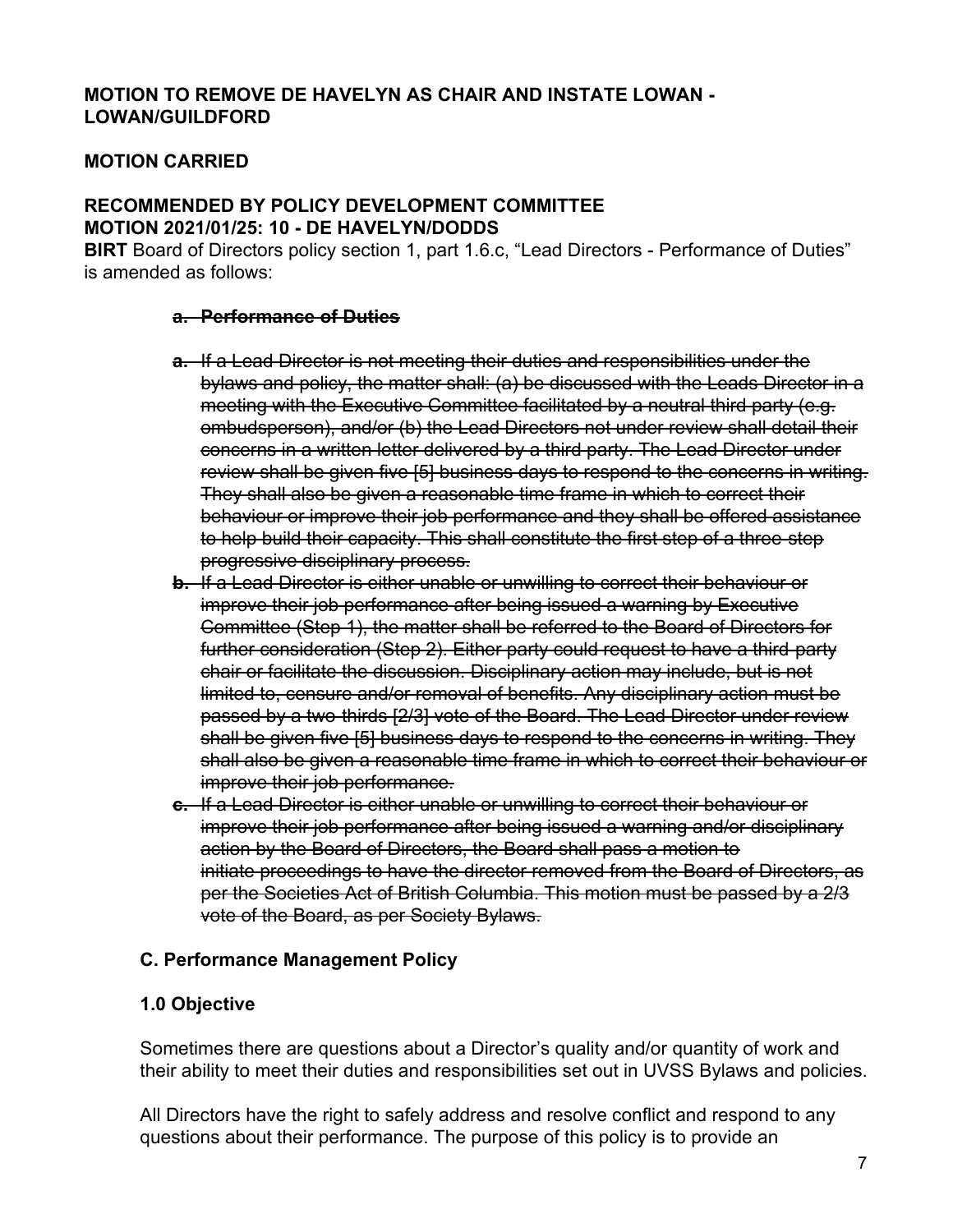**MOTION TO REMOVE DE HAVELYN AS CHAIR AND INSTATE LOWAN - LOWAN/GUILDFORD**

**MOTION CARRIED**

**RECOMMENDED BY POLICY DEVELOPMENT COMMITTEE**
**MOTION 2021/01/25: 10 - DE HAVELYN/DODDS**

**BIRT** Board of Directors policy section 1, part 1.6.c, "Lead Directors - Performance of Duties" is amended as follows:

~~**a. Performance of Duties**~~

~~a. If a Lead Director is not meeting their duties and responsibilities under the bylaws and policy, the matter shall: (a) be discussed with the Leads Director in a meeting with the Executive Committee facilitated by a neutral third party (e.g. ombudsperson), and/or (b) the Lead Directors not under review shall detail their concerns in a written letter delivered by a third party. The Lead Director under review shall be given five [5] business days to respond to the concerns in writing. They shall also be given a reasonable time frame in which to correct their behaviour or improve their job performance and they shall be offered assistance to help build their capacity. This shall constitute the first step of a three-step progressive disciplinary process.~~

~~b. If a Lead Director is either unable or unwilling to correct their behaviour or improve their job performance after being issued a warning by Executive Committee (Step 1), the matter shall be referred to the Board of Directors for further consideration (Step 2). Either party could request to have a third-party chair or facilitate the discussion. Disciplinary action may include, but is not limited to, censure and/or removal of benefits. Any disciplinary action must be passed by a two-thirds [2/3] vote of the Board. The Lead Director under review shall be given five [5] business days to respond to the concerns in writing. They shall also be given a reasonable time frame in which to correct their behaviour or improve their job performance.~~

~~c. If a Lead Director is either unable or unwilling to correct their behaviour or improve their job performance after being issued a warning and/or disciplinary action by the Board of Directors, the Board shall pass a motion to initiate proceedings to have the director removed from the Board of Directors, as per the Societies Act of British Columbia. This motion must be passed by a 2/3 vote of the Board, as per Society Bylaws.~~

**C. Performance Management Policy**

**1.0 Objective**

Sometimes there are questions about a Director's quality and/or quantity of work and their ability to meet their duties and responsibilities set out in UVSS Bylaws and policies.

All Directors have the right to safely address and resolve conflict and respond to any questions about their performance. The purpose of this policy is to provide an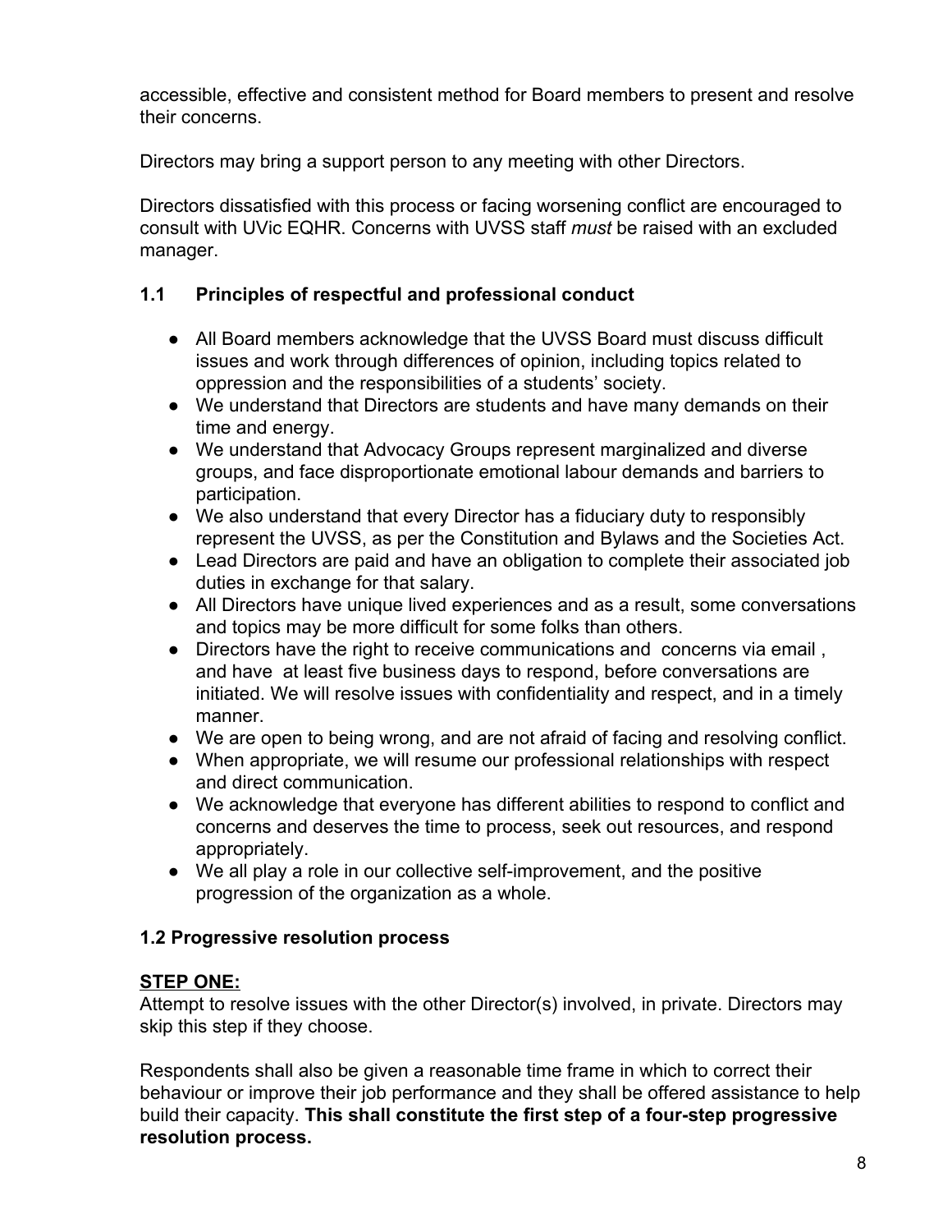accessible, effective and consistent method for Board members to present and resolve their concerns.

Directors may bring a support person to any meeting with other Directors.

Directors dissatisfied with this process or facing worsening conflict are encouraged to consult with UVic EQHR. Concerns with UVSS staff *must* be raised with an excluded manager.

### 1.1 Principles of respectful and professional conduct

- All Board members acknowledge that the UVSS Board must discuss difficult issues and work through differences of opinion, including topics related to oppression and the responsibilities of a students' society.
- We understand that Directors are students and have many demands on their time and energy.
- We understand that Advocacy Groups represent marginalized and diverse groups, and face disproportionate emotional labour demands and barriers to participation.
- We also understand that every Director has a fiduciary duty to responsibly represent the UVSS, as per the Constitution and Bylaws and the Societies Act.
- Lead Directors are paid and have an obligation to complete their associated job duties in exchange for that salary.
- All Directors have unique lived experiences and as a result, some conversations and topics may be more difficult for some folks than others.
- Directors have the right to receive communications and concerns via email , and have at least five business days to respond, before conversations are initiated. We will resolve issues with confidentiality and respect, and in a timely manner.
- We are open to being wrong, and are not afraid of facing and resolving conflict.
- When appropriate, we will resume our professional relationships with respect and direct communication.
- We acknowledge that everyone has different abilities to respond to conflict and concerns and deserves the time to process, seek out resources, and respond appropriately.
- We all play a role in our collective self-improvement, and the positive progression of the organization as a whole.

### 1.2 Progressive resolution process

**STEP ONE:**
Attempt to resolve issues with the other Director(s) involved, in private. Directors may skip this step if they choose.

Respondents shall also be given a reasonable time frame in which to correct their behaviour or improve their job performance and they shall be offered assistance to help build their capacity. **This shall constitute the first step of a four-step progressive resolution process.**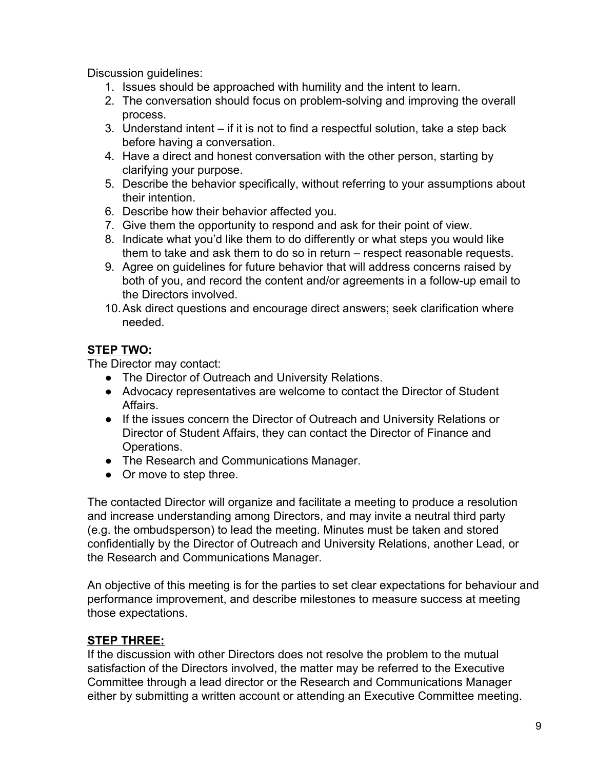Discussion guidelines:

1. Issues should be approached with humility and the intent to learn.
2. The conversation should focus on problem-solving and improving the overall process.
3. Understand intent – if it is not to find a respectful solution, take a step back before having a conversation.
4. Have a direct and honest conversation with the other person, starting by clarifying your purpose.
5. Describe the behavior specifically, without referring to your assumptions about their intention.
6. Describe how their behavior affected you.
7. Give them the opportunity to respond and ask for their point of view.
8. Indicate what you'd like them to do differently or what steps you would like them to take and ask them to do so in return – respect reasonable requests.
9. Agree on guidelines for future behavior that will address concerns raised by both of you, and record the content and/or agreements in a follow-up email to the Directors involved.
10. Ask direct questions and encourage direct answers; seek clarification where needed.

**STEP TWO:**

The Director may contact:

- The Director of Outreach and University Relations.
- Advocacy representatives are welcome to contact the Director of Student Affairs.
- If the issues concern the Director of Outreach and University Relations or Director of Student Affairs, they can contact the Director of Finance and Operations.
- The Research and Communications Manager.
- Or move to step three.

The contacted Director will organize and facilitate a meeting to produce a resolution and increase understanding among Directors, and may invite a neutral third party (e.g. the ombudsperson) to lead the meeting. Minutes must be taken and stored confidentially by the Director of Outreach and University Relations, another Lead, or the Research and Communications Manager.

An objective of this meeting is for the parties to set clear expectations for behaviour and performance improvement, and describe milestones to measure success at meeting those expectations.

**STEP THREE:**

If the discussion with other Directors does not resolve the problem to the mutual satisfaction of the Directors involved, the matter may be referred to the Executive Committee through a lead director or the Research and Communications Manager either by submitting a written account or attending an Executive Committee meeting.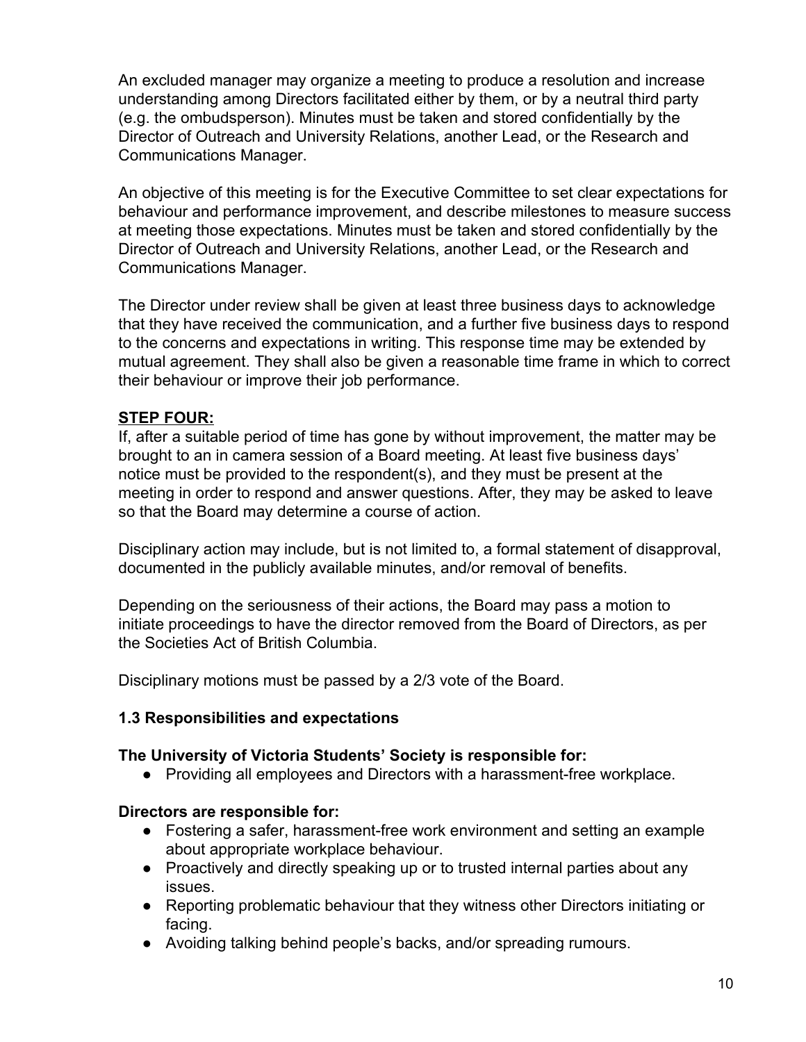An excluded manager may organize a meeting to produce a resolution and increase understanding among Directors facilitated either by them, or by a neutral third party (e.g. the ombudsperson). Minutes must be taken and stored confidentially by the Director of Outreach and University Relations, another Lead, or the Research and Communications Manager.

An objective of this meeting is for the Executive Committee to set clear expectations for behaviour and performance improvement, and describe milestones to measure success at meeting those expectations. Minutes must be taken and stored confidentially by the Director of Outreach and University Relations, another Lead, or the Research and Communications Manager.

The Director under review shall be given at least three business days to acknowledge that they have received the communication, and a further five business days to respond to the concerns and expectations in writing. This response time may be extended by mutual agreement. They shall also be given a reasonable time frame in which to correct their behaviour or improve their job performance.

**STEP FOUR:**

If, after a suitable period of time has gone by without improvement, the matter may be brought to an in camera session of a Board meeting. At least five business days' notice must be provided to the respondent(s), and they must be present at the meeting in order to respond and answer questions. After, they may be asked to leave so that the Board may determine a course of action.

Disciplinary action may include, but is not limited to, a formal statement of disapproval, documented in the publicly available minutes, and/or removal of benefits.

Depending on the seriousness of their actions, the Board may pass a motion to initiate proceedings to have the director removed from the Board of Directors, as per the Societies Act of British Columbia.

Disciplinary motions must be passed by a 2/3 vote of the Board.

### 1.3 Responsibilities and expectations

**The University of Victoria Students' Society is responsible for:**

- Providing all employees and Directors with a harassment-free workplace.

**Directors are responsible for:**

- Fostering a safer, harassment-free work environment and setting an example about appropriate workplace behaviour.
- Proactively and directly speaking up or to trusted internal parties about any issues.
- Reporting problematic behaviour that they witness other Directors initiating or facing.
- Avoiding talking behind people's backs, and/or spreading rumours.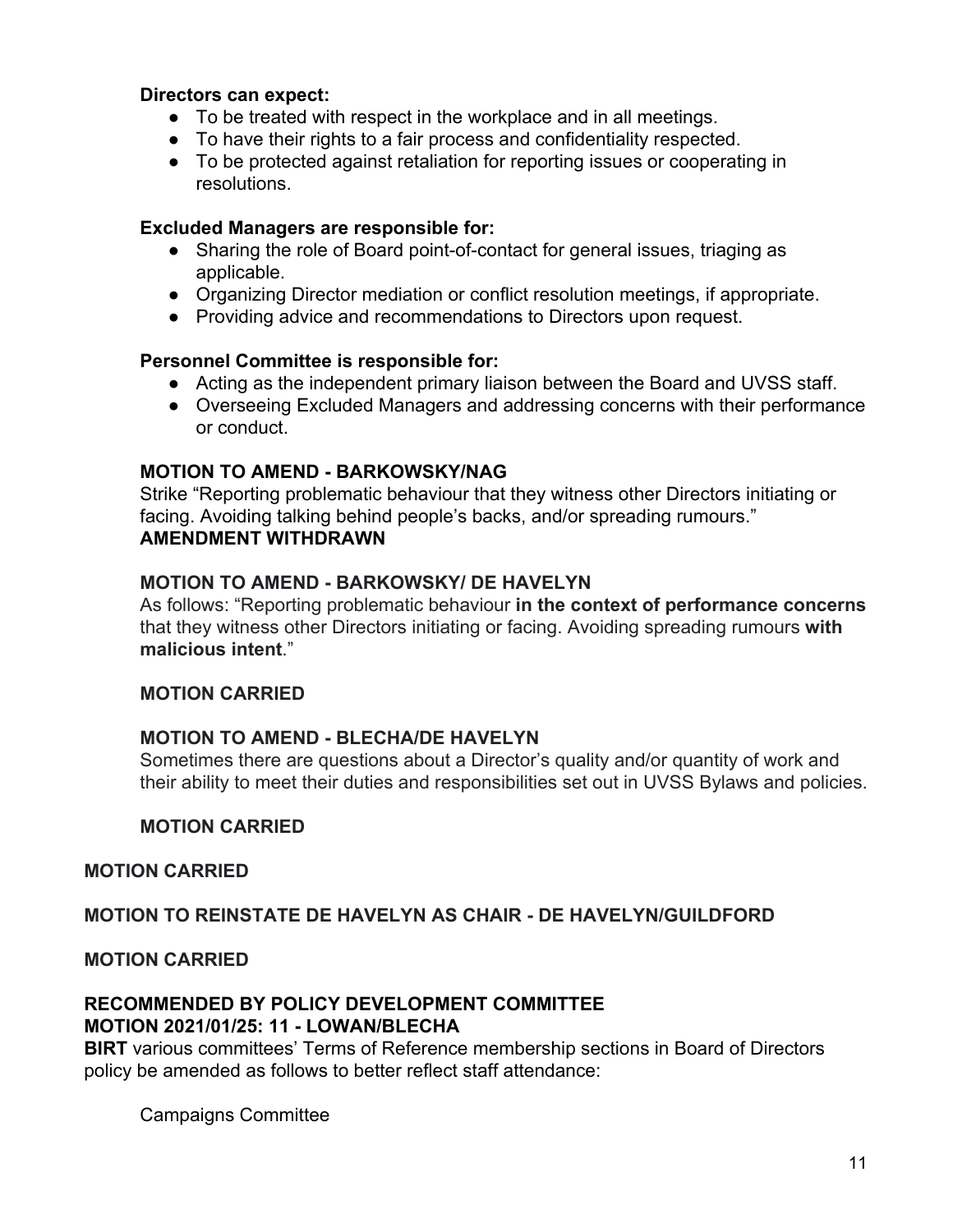**Directors can expect:**

- To be treated with respect in the workplace and in all meetings.
- To have their rights to a fair process and confidentiality respected.
- To be protected against retaliation for reporting issues or cooperating in resolutions.

**Excluded Managers are responsible for:**

- Sharing the role of Board point-of-contact for general issues, triaging as applicable.
- Organizing Director mediation or conflict resolution meetings, if appropriate.
- Providing advice and recommendations to Directors upon request.

**Personnel Committee is responsible for:**

- Acting as the independent primary liaison between the Board and UVSS staff.
- Overseeing Excluded Managers and addressing concerns with their performance or conduct.

**MOTION TO AMEND - BARKOWSKY/NAG**

Strike "Reporting problematic behaviour that they witness other Directors initiating or facing. Avoiding talking behind people's backs, and/or spreading rumours."

**AMENDMENT WITHDRAWN**

**MOTION TO AMEND - BARKOWSKY/ DE HAVELYN**

As follows: "Reporting problematic behaviour **in the context of performance concerns** that they witness other Directors initiating or facing. Avoiding spreading rumours **with malicious intent**."

**MOTION CARRIED**

**MOTION TO AMEND - BLECHA/DE HAVELYN**

Sometimes there are questions about a Director's quality and/or quantity of work and their ability to meet their duties and responsibilities set out in UVSS Bylaws and policies.

**MOTION CARRIED**

**MOTION CARRIED**

**MOTION TO REINSTATE DE HAVELYN AS CHAIR - DE HAVELYN/GUILDFORD**

**MOTION CARRIED**

**RECOMMENDED BY POLICY DEVELOPMENT COMMITTEE**
**MOTION 2021/01/25: 11 - LOWAN/BLECHA**

**BIRT** various committees' Terms of Reference membership sections in Board of Directors policy be amended as follows to better reflect staff attendance:

Campaigns Committee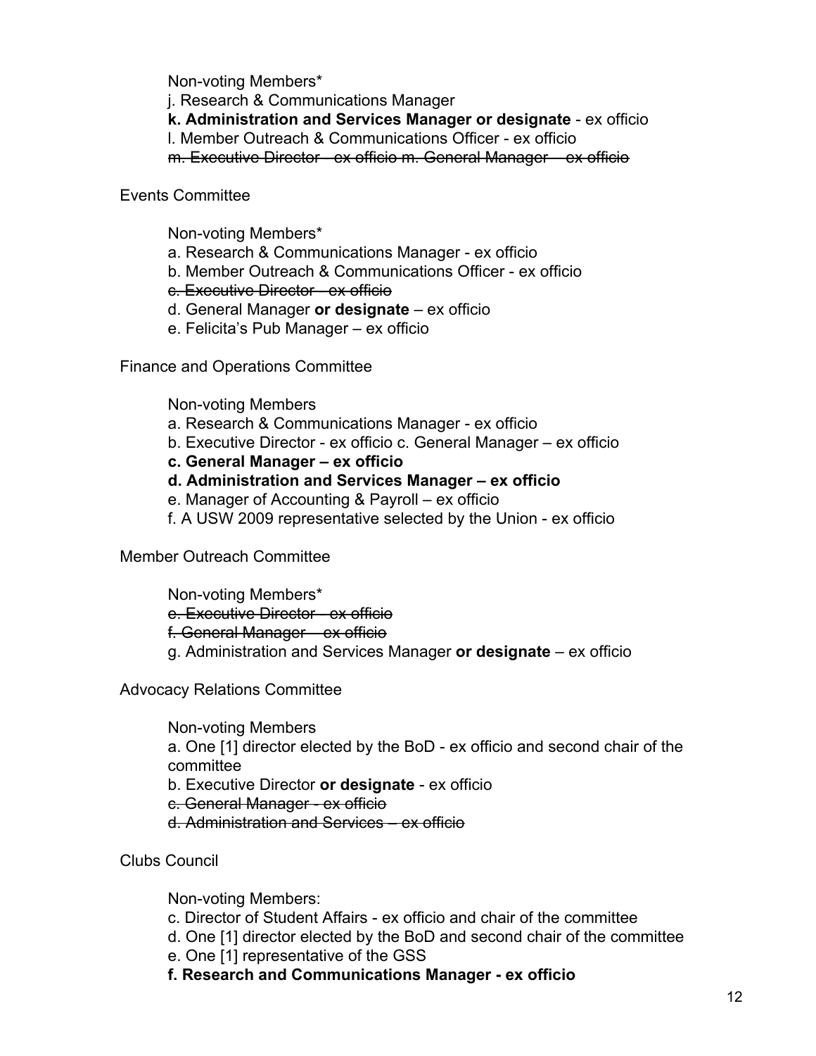Non-voting Members*

j. Research & Communications Manager

**k. Administration and Services Manager or designate** - ex officio

l. Member Outreach & Communications Officer - ex officio

~~m. Executive Director - ex officio m. General Manager – ex officio~~

Events Committee

Non-voting Members*

a. Research & Communications Manager - ex officio

b. Member Outreach & Communications Officer - ex officio

~~c. Executive Director - ex officio~~

d. General Manager **or designate** – ex officio

e. Felicita's Pub Manager – ex officio

Finance and Operations Committee

Non-voting Members

a. Research & Communications Manager - ex officio

b. Executive Director - ex officio c. General Manager – ex officio

**c. General Manager – ex officio**

**d. Administration and Services Manager – ex officio**

e. Manager of Accounting & Payroll – ex officio

f. A USW 2009 representative selected by the Union - ex officio

Member Outreach Committee

Non-voting Members*

~~e. Executive Director - ex officio~~

~~f. General Manager – ex officio~~

g. Administration and Services Manager **or designate** – ex officio

Advocacy Relations Committee

Non-voting Members

a. One [1] director elected by the BoD - ex officio and second chair of the committee

b. Executive Director **or designate** - ex officio

~~c. General Manager - ex officio~~

~~d. Administration and Services – ex officio~~

Clubs Council

Non-voting Members:

c. Director of Student Affairs - ex officio and chair of the committee

d. One [1] director elected by the BoD and second chair of the committee

e. One [1] representative of the GSS

**f. Research and Communications Manager - ex officio**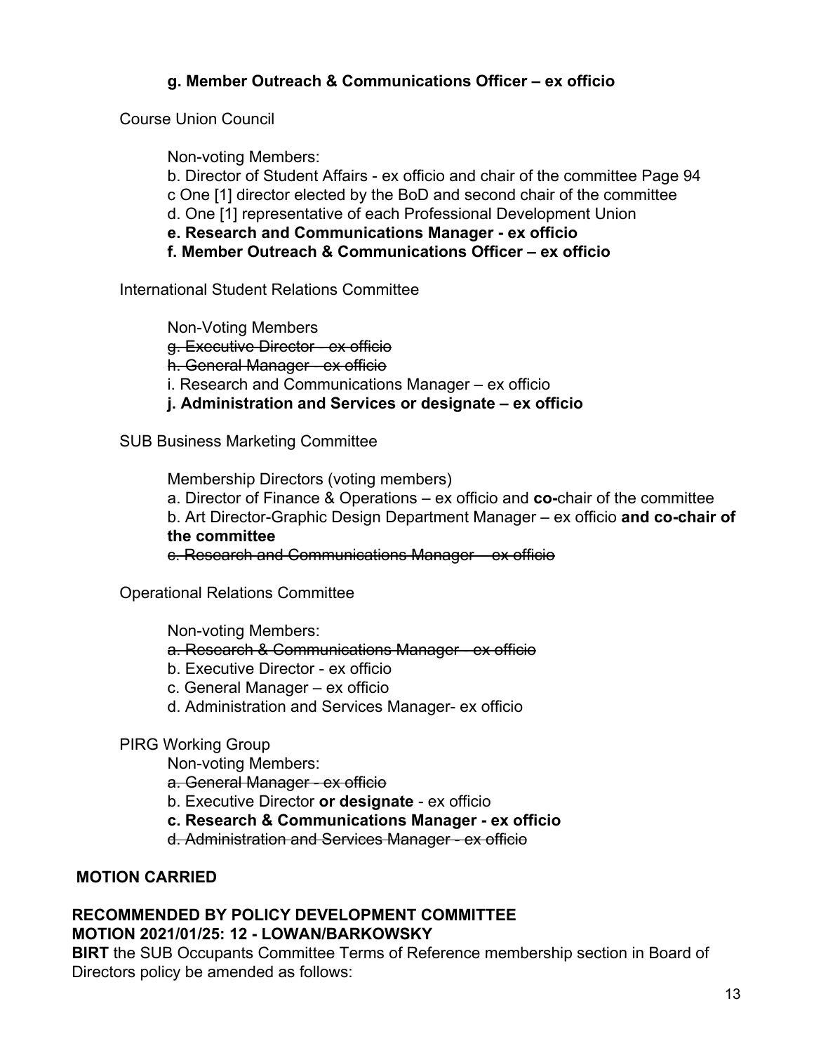**g. Member Outreach & Communications Officer – ex officio**

Course Union Council

Non-voting Members:
b. Director of Student Affairs - ex officio and chair of the committee Page 94
c One [1] director elected by the BoD and second chair of the committee
d. One [1] representative of each Professional Development Union
**e. Research and Communications Manager - ex officio**
**f. Member Outreach & Communications Officer – ex officio**

International Student Relations Committee

Non-Voting Members
~~g. Executive Director - ex officio~~
~~h. General Manager - ex officio~~
i. Research and Communications Manager – ex officio
**j. Administration and Services or designate – ex officio**

SUB Business Marketing Committee

Membership Directors (voting members)
a. Director of Finance & Operations – ex officio and **co-**chair of the committee
b. Art Director-Graphic Design Department Manager – ex officio **and co-chair of the committee**
~~c. Research and Communications Manager – ex officio~~

Operational Relations Committee

Non-voting Members:
~~a. Research & Communications Manager - ex officio~~
b. Executive Director - ex officio
c. General Manager – ex officio
d. Administration and Services Manager- ex officio

PIRG Working Group
Non-voting Members:
~~a. General Manager - ex officio~~
b. Executive Director **or designate** - ex officio
**c. Research & Communications Manager - ex officio**
~~d. Administration and Services Manager - ex officio~~

**MOTION CARRIED**

**RECOMMENDED BY POLICY DEVELOPMENT COMMITTEE**
**MOTION 2021/01/25: 12 - LOWAN/BARKOWSKY**
**BIRT** the SUB Occupants Committee Terms of Reference membership section in Board of Directors policy be amended as follows: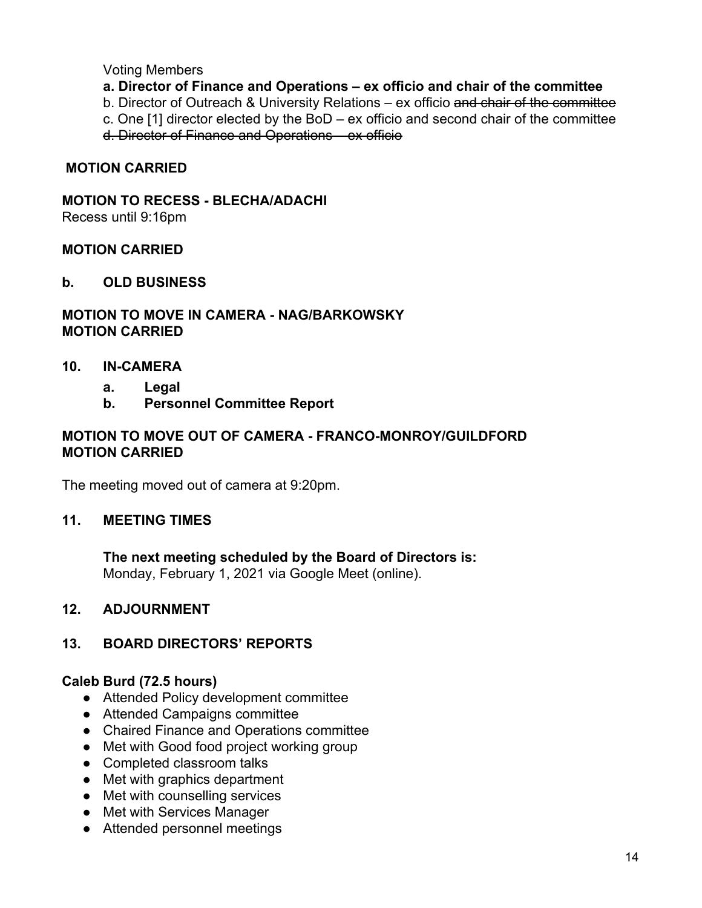Voting Members

**a. Director of Finance and Operations – ex officio and chair of the committee**

b. Director of Outreach & University Relations – ex officio ~~and chair of the committee~~

c. One [1] director elected by the BoD – ex officio and second chair of the committee

~~d. Director of Finance and Operations – ex officio~~

**MOTION CARRIED**

**MOTION TO RECESS - BLECHA/ADACHI**

Recess until 9:16pm

**MOTION CARRIED**

**b. OLD BUSINESS**

**MOTION TO MOVE IN CAMERA - NAG/BARKOWSKY**
**MOTION CARRIED**

## 10. IN-CAMERA

**a. Legal**

**b. Personnel Committee Report**

**MOTION TO MOVE OUT OF CAMERA - FRANCO-MONROY/GUILDFORD**
**MOTION CARRIED**

The meeting moved out of camera at 9:20pm.

## 11. MEETING TIMES

**The next meeting scheduled by the Board of Directors is:**
Monday, February 1, 2021 via Google Meet (online).

## 12. ADJOURNMENT

## 13. BOARD DIRECTORS' REPORTS

**Caleb Burd (72.5 hours)**

- Attended Policy development committee
- Attended Campaigns committee
- Chaired Finance and Operations committee
- Met with Good food project working group
- Completed classroom talks
- Met with graphics department
- Met with counselling services
- Met with Services Manager
- Attended personnel meetings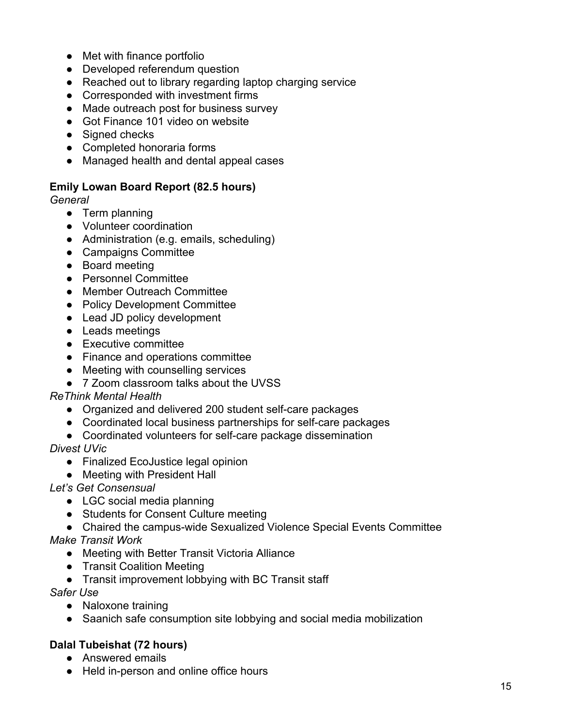- Met with finance portfolio
- Developed referendum question
- Reached out to library regarding laptop charging service
- Corresponded with investment firms
- Made outreach post for business survey
- Got Finance 101 video on website
- Signed checks
- Completed honoraria forms
- Managed health and dental appeal cases

**Emily Lowan Board Report (82.5 hours)**

*General*

- Term planning
- Volunteer coordination
- Administration (e.g. emails, scheduling)
- Campaigns Committee
- Board meeting
- Personnel Committee
- Member Outreach Committee
- Policy Development Committee
- Lead JD policy development
- Leads meetings
- Executive committee
- Finance and operations committee
- Meeting with counselling services
- 7 Zoom classroom talks about the UVSS

*ReThink Mental Health*

- Organized and delivered 200 student self-care packages
- Coordinated local business partnerships for self-care packages
- Coordinated volunteers for self-care package dissemination

*Divest UVic*

- Finalized EcoJustice legal opinion
- Meeting with President Hall

*Let's Get Consensual*

- LGC social media planning
- Students for Consent Culture meeting
- Chaired the campus-wide Sexualized Violence Special Events Committee

*Make Transit Work*

- Meeting with Better Transit Victoria Alliance
- Transit Coalition Meeting
- Transit improvement lobbying with BC Transit staff

*Safer Use*

- Naloxone training
- Saanich safe consumption site lobbying and social media mobilization

**Dalal Tubeishat (72 hours)**

- Answered emails
- Held in-person and online office hours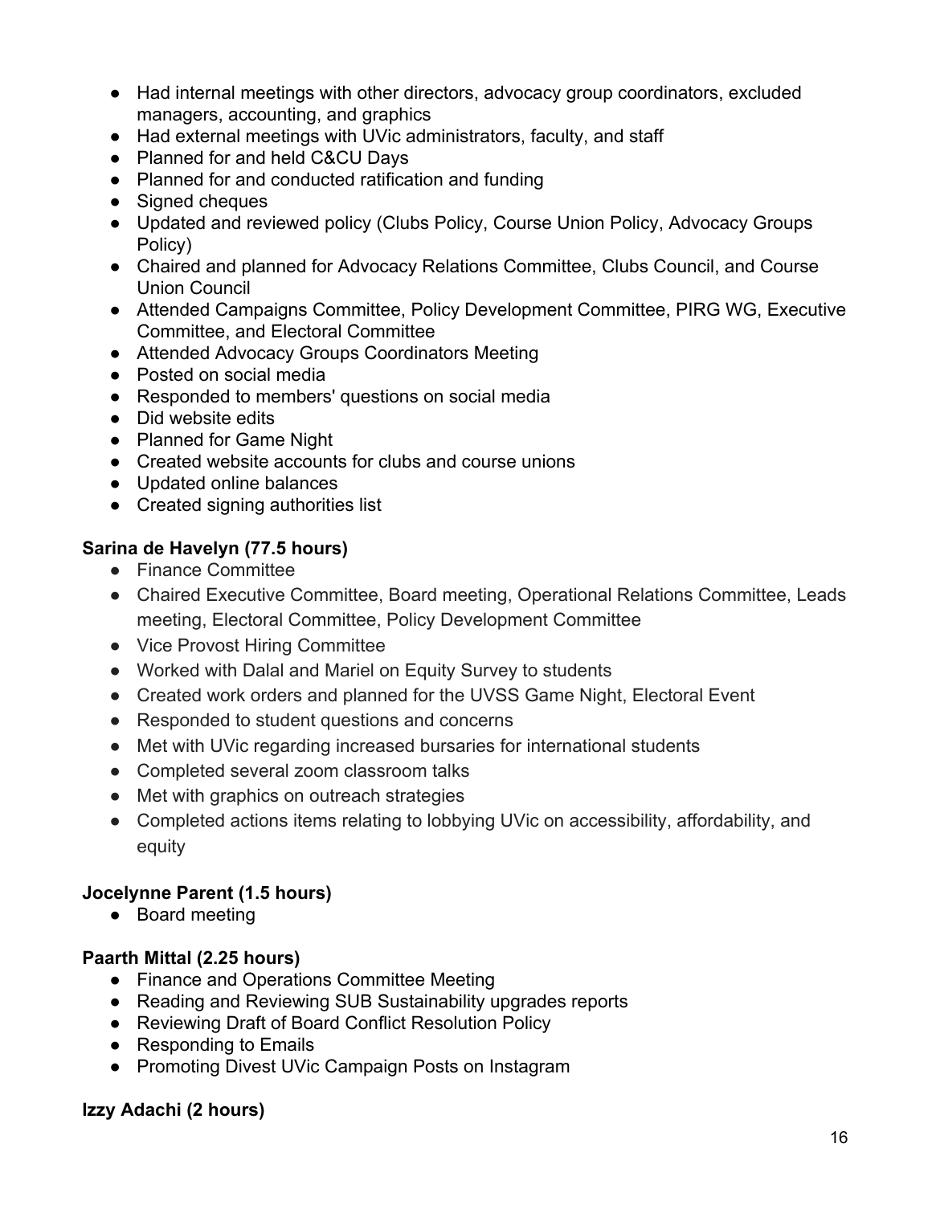- Had internal meetings with other directors, advocacy group coordinators, excluded managers, accounting, and graphics
- Had external meetings with UVic administrators, faculty, and staff
- Planned for and held C&CU Days
- Planned for and conducted ratification and funding
- Signed cheques
- Updated and reviewed policy (Clubs Policy, Course Union Policy, Advocacy Groups Policy)
- Chaired and planned for Advocacy Relations Committee, Clubs Council, and Course Union Council
- Attended Campaigns Committee, Policy Development Committee, PIRG WG, Executive Committee, and Electoral Committee
- Attended Advocacy Groups Coordinators Meeting
- Posted on social media
- Responded to members' questions on social media
- Did website edits
- Planned for Game Night
- Created website accounts for clubs and course unions
- Updated online balances
- Created signing authorities list

**Sarina de Havelyn (77.5 hours)**

- Finance Committee
- Chaired Executive Committee, Board meeting, Operational Relations Committee, Leads meeting, Electoral Committee, Policy Development Committee
- Vice Provost Hiring Committee
- Worked with Dalal and Mariel on Equity Survey to students
- Created work orders and planned for the UVSS Game Night, Electoral Event
- Responded to student questions and concerns
- Met with UVic regarding increased bursaries for international students
- Completed several zoom classroom talks
- Met with graphics on outreach strategies
- Completed actions items relating to lobbying UVic on accessibility, affordability, and equity

**Jocelynne Parent (1.5 hours)**

- Board meeting

**Paarth Mittal (2.25 hours)**

- Finance and Operations Committee Meeting
- Reading and Reviewing SUB Sustainability upgrades reports
- Reviewing Draft of Board Conflict Resolution Policy
- Responding to Emails
- Promoting Divest UVic Campaign Posts on Instagram

**Izzy Adachi (2 hours)**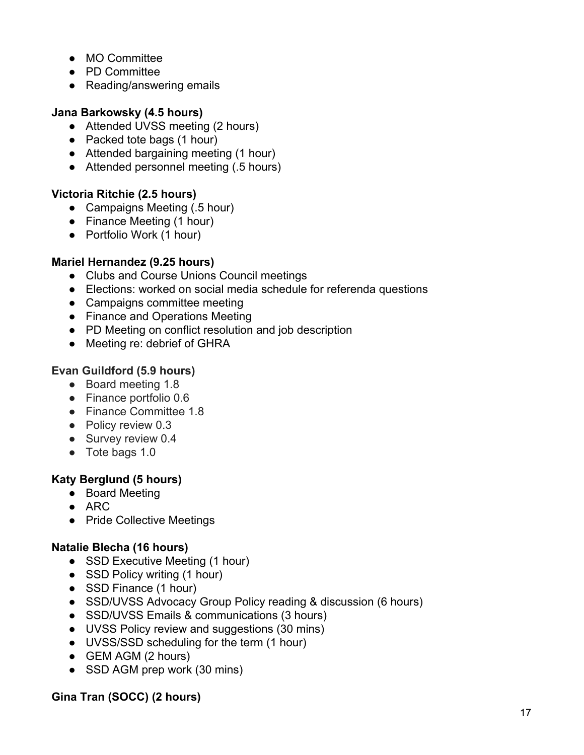- MO Committee
- PD Committee
- Reading/answering emails

**Jana Barkowsky (4.5 hours)**

- Attended UVSS meeting (2 hours)
- Packed tote bags (1 hour)
- Attended bargaining meeting (1 hour)
- Attended personnel meeting (.5 hours)

**Victoria Ritchie (2.5 hours)**

- Campaigns Meeting (.5 hour)
- Finance Meeting (1 hour)
- Portfolio Work (1 hour)

**Mariel Hernandez (9.25 hours)**

- Clubs and Course Unions Council meetings
- Elections: worked on social media schedule for referenda questions
- Campaigns committee meeting
- Finance and Operations Meeting
- PD Meeting on conflict resolution and job description
- Meeting re: debrief of GHRA

**Evan Guildford (5.9 hours)**

- Board meeting 1.8
- Finance portfolio 0.6
- Finance Committee 1.8
- Policy review 0.3
- Survey review 0.4
- Tote bags 1.0

**Katy Berglund (5 hours)**

- Board Meeting
- ARC
- Pride Collective Meetings

**Natalie Blecha (16 hours)**

- SSD Executive Meeting (1 hour)
- SSD Policy writing (1 hour)
- SSD Finance (1 hour)
- SSD/UVSS Advocacy Group Policy reading & discussion (6 hours)
- SSD/UVSS Emails & communications (3 hours)
- UVSS Policy review and suggestions (30 mins)
- UVSS/SSD scheduling for the term (1 hour)
- GEM AGM (2 hours)
- SSD AGM prep work (30 mins)

**Gina Tran (SOCC) (2 hours)**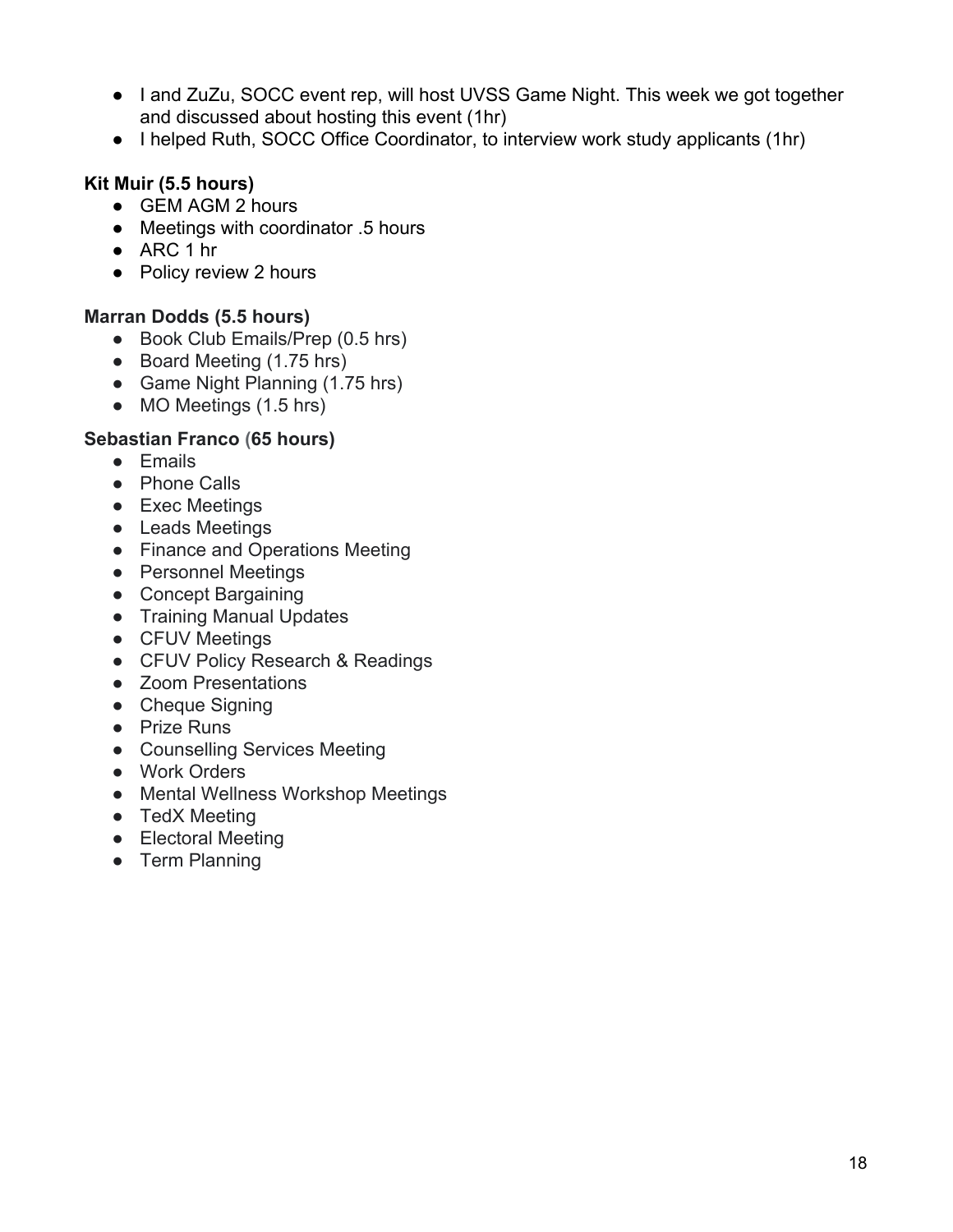- I and ZuZu, SOCC event rep, will host UVSS Game Night. This week we got together and discussed about hosting this event (1hr)
- I helped Ruth, SOCC Office Coordinator, to interview work study applicants (1hr)

**Kit Muir (5.5 hours)**

- GEM AGM 2 hours
- Meetings with coordinator .5 hours
- ARC 1 hr
- Policy review 2 hours

**Marran Dodds (5.5 hours)**

- Book Club Emails/Prep (0.5 hrs)
- Board Meeting (1.75 hrs)
- Game Night Planning (1.75 hrs)
- MO Meetings (1.5 hrs)

**Sebastian Franco (65 hours)**

- Emails
- Phone Calls
- Exec Meetings
- Leads Meetings
- Finance and Operations Meeting
- Personnel Meetings
- Concept Bargaining
- Training Manual Updates
- CFUV Meetings
- CFUV Policy Research & Readings
- Zoom Presentations
- Cheque Signing
- Prize Runs
- Counselling Services Meeting
- Work Orders
- Mental Wellness Workshop Meetings
- TedX Meeting
- Electoral Meeting
- Term Planning